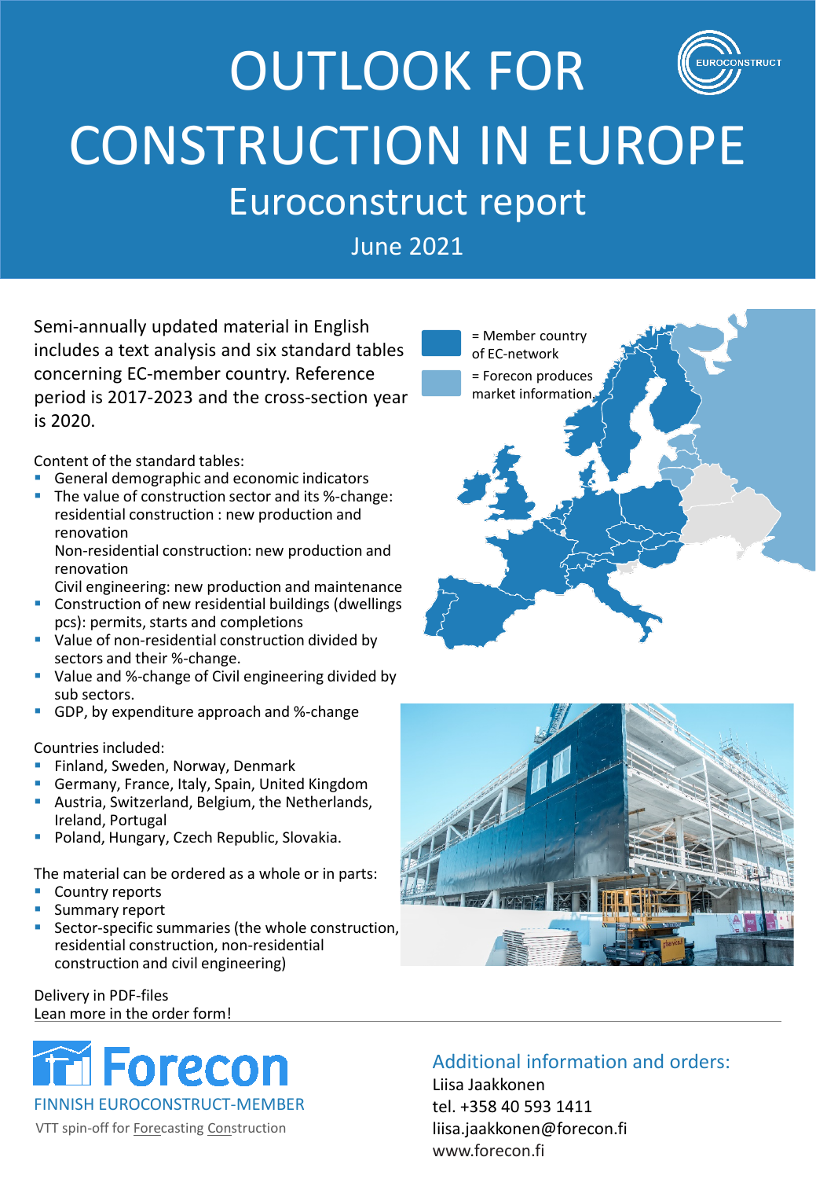# OUTLOOK FOR CONSTRUCTION IN EUROPE

## Euroconstruct report

June 2021

Semi-annually updated material in English includes a text analysis and six standard tables concerning EC-member country. Reference period is 2017-2023 and the cross-section year is 2020.

= Member country of EC-network

= Forecon produces market information

Content of the standard tables:

- General demographic and economic indicators
- The value of construction sector and its %-change: residential construction : new production and renovation
  Non-residential construction: new production and renovation
  Civil engineering: new production and maintenance
- Construction of new residential buildings (dwellings pcs): permits, starts and completions
- Value of non-residential construction divided by sectors and their %-change.
- Value and %-change of Civil engineering divided by sub sectors.
- GDP, by expenditure approach and %-change

Countries included:

- Finland, Sweden, Norway, Denmark
- Germany, France, Italy, Spain, United Kingdom
- Austria, Switzerland, Belgium, the Netherlands, Ireland, Portugal
- Poland, Hungary, Czech Republic, Slovakia.

The material can be ordered as a whole or in parts:

- Country reports
- Summary report
- Sector-specific summaries (the whole construction, residential construction, non-residential construction and civil engineering)

Delivery in PDF-files
Lean more in the order form!

**Forecon**
FINNISH EUROCONSTRUCT-MEMBER
VTT spin-off for Forecasting Construction

## Additional information and orders:

Liisa Jaakkonen
tel. +358 40 593 1411
liisa.jaakkonen@forecon.fi
www.forecon.fi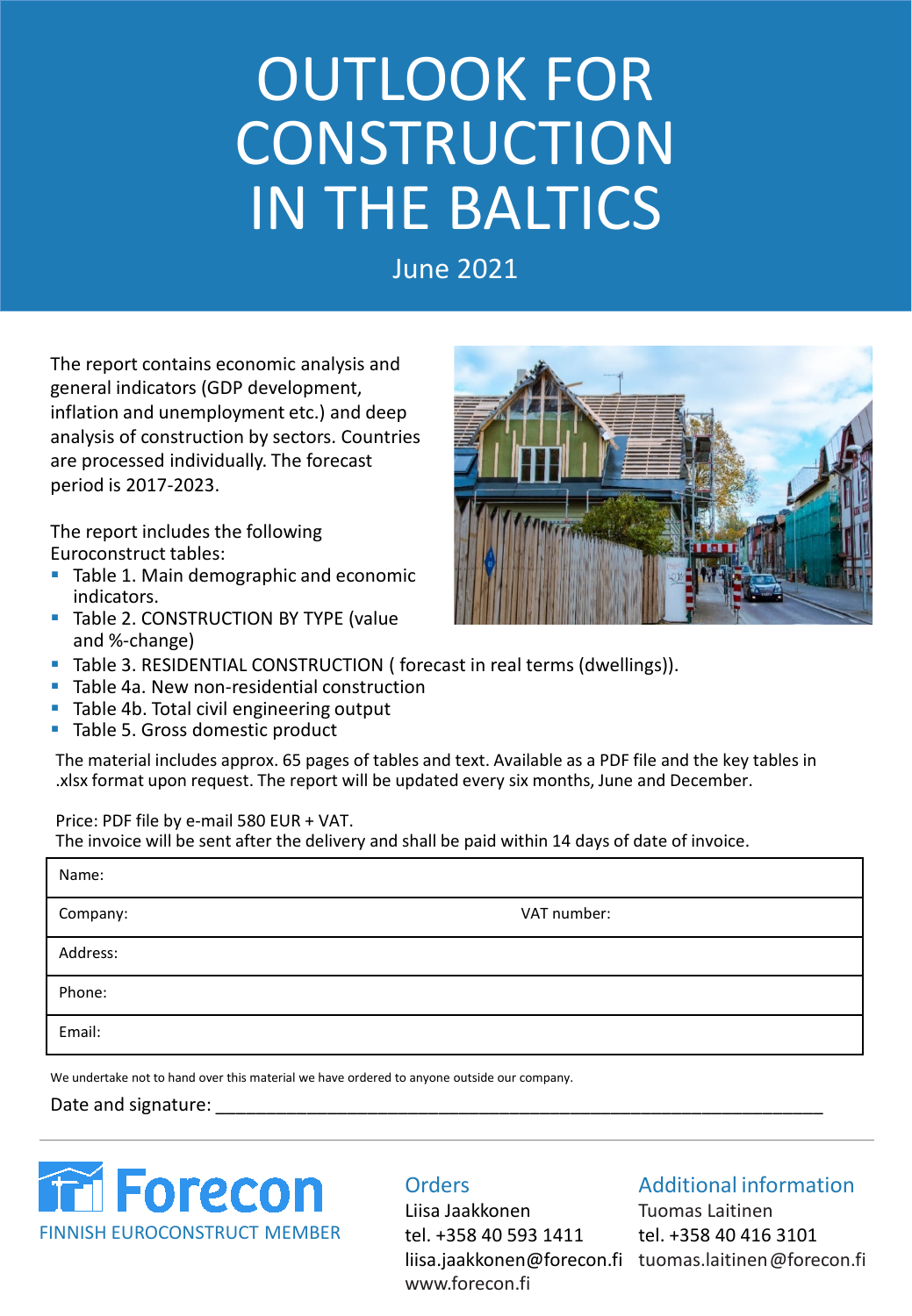# OUTLOOK FOR CONSTRUCTION IN THE BALTICS

June 2021

The report contains economic analysis and general indicators (GDP development, inflation and unemployment etc.) and deep analysis of construction by sectors. Countries are processed individually. The forecast period is 2017-2023.

The report includes the following Euroconstruct tables:

- Table 1. Main demographic and economic indicators.
- Table 2. CONSTRUCTION BY TYPE (value and %-change)
- Table 3. RESIDENTIAL CONSTRUCTION ( forecast in real terms (dwellings)).
- Table 4a. New non-residential construction
- Table 4b. Total civil engineering output
- Table 5. Gross domestic product

The material includes approx. 65 pages of tables and text. Available as a PDF file and the key tables in .xlsx format upon request. The report will be updated every six months, June and December.

Price: PDF file by e-mail 580 EUR + VAT.
The invoice will be sent after the delivery and shall be paid within 14 days of date of invoice.

| Name: | |
|---|---|
| Company: | VAT number: |
| Address: | |
| Phone: | |
| Email: | |

We undertake not to hand over this material we have ordered to anyone outside our company.

Date and signature: ______________________________________________

**Forecon**
FINNISH EUROCONSTRUCT MEMBER

## Orders
Liisa Jaakkonen
tel. +358 40 593 1411
liisa.jaakkonen@forecon.fi
www.forecon.fi

## Additional information
Tuomas Laitinen
tel. +358 40 416 3101
tuomas.laitinen@forecon.fi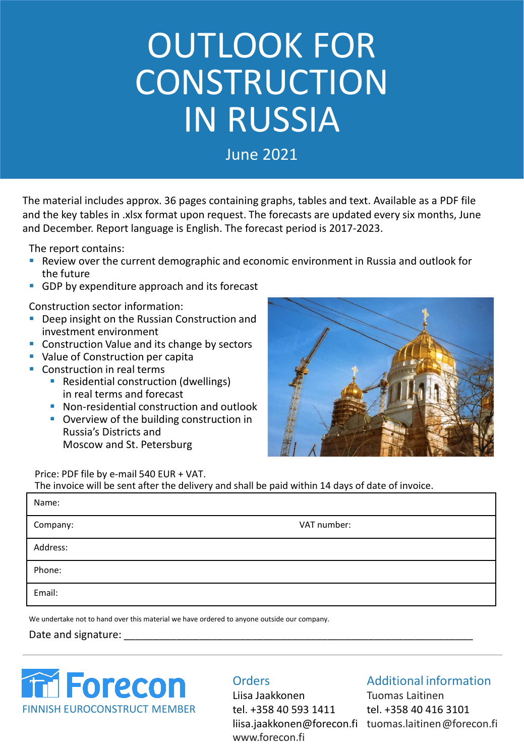# OUTLOOK FOR CONSTRUCTION IN RUSSIA

June 2021

The material includes approx. 36 pages containing graphs, tables and text. Available as a PDF file and the key tables in .xlsx format upon request. The forecasts are updated every six months, June and December. Report language is English. The forecast period is 2017-2023.

The report contains:

- Review over the current demographic and economic environment in Russia and outlook for the future
- GDP by expenditure approach and its forecast

Construction sector information:

- Deep insight on the Russian Construction and investment environment
- Construction Value and its change by sectors
- Value of Construction per capita
- Construction in real terms
  - Residential construction (dwellings) in real terms and forecast
  - Non-residential construction and outlook
  - Overview of the building construction in Russia's Districts and Moscow and St. Petersburg

Price: PDF file by e-mail 540 EUR + VAT.
The invoice will be sent after the delivery and shall be paid within 14 days of date of invoice.

| Name: | |
|---|---|
| Company: | VAT number: |
| Address: | |
| Phone: | |
| Email: | |

We undertake not to hand over this material we have ordered to anyone outside our company.

Date and signature: ___________________________________________________________

Forecon
FINNISH EUROCONSTRUCT MEMBER

**Orders**
Liisa Jaakkonen
tel. +358 40 593 1411
liisa.jaakkonen@forecon.fi
www.forecon.fi

**Additional information**
Tuomas Laitinen
tel. +358 40 416 3101
tuomas.laitinen@forecon.fi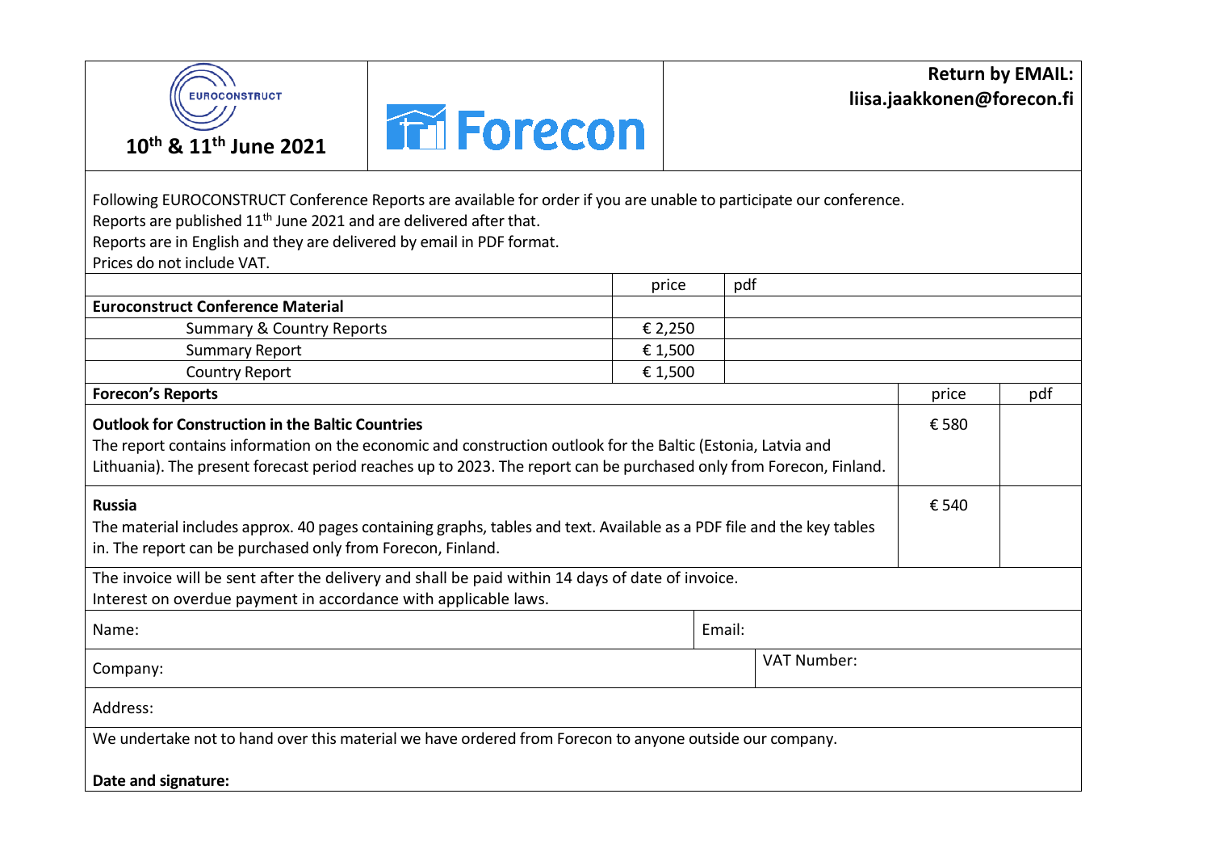EUROCONSTRUCT

**10th & 11th June 2021**

Forecon

**Return by EMAIL: liisa.jaakkonen@forecon.fi**

Following EUROCONSTRUCT Conference Reports are available for order if you are unable to participate our conference.
Reports are published 11th June 2021 and are delivered after that.
Reports are in English and they are delivered by email in PDF format.
Prices do not include VAT.

| | price | pdf |
|---|---|---|
| **Euroconstruct Conference Material** | | |
| Summary & Country Reports | € 2,250 | |
| Summary Report | € 1,500 | |
| Country Report | € 1,500 | |

| **Forecon's Reports** | price | pdf |
|---|---|---|
| **Outlook for Construction in the Baltic Countries** The report contains information on the economic and construction outlook for the Baltic (Estonia, Latvia and Lithuania). The present forecast period reaches up to 2023. The report can be purchased only from Forecon, Finland. | € 580 | |
| **Russia** The material includes approx. 40 pages containing graphs, tables and text. Available as a PDF file and the key tables in. The report can be purchased only from Forecon, Finland. | € 540 | |

The invoice will be sent after the delivery and shall be paid within 14 days of date of invoice.
Interest on overdue payment in accordance with applicable laws.

Name:

Email:

Company:

VAT Number:

Address:

We undertake not to hand over this material we have ordered from Forecon to anyone outside our company.

**Date and signature:**